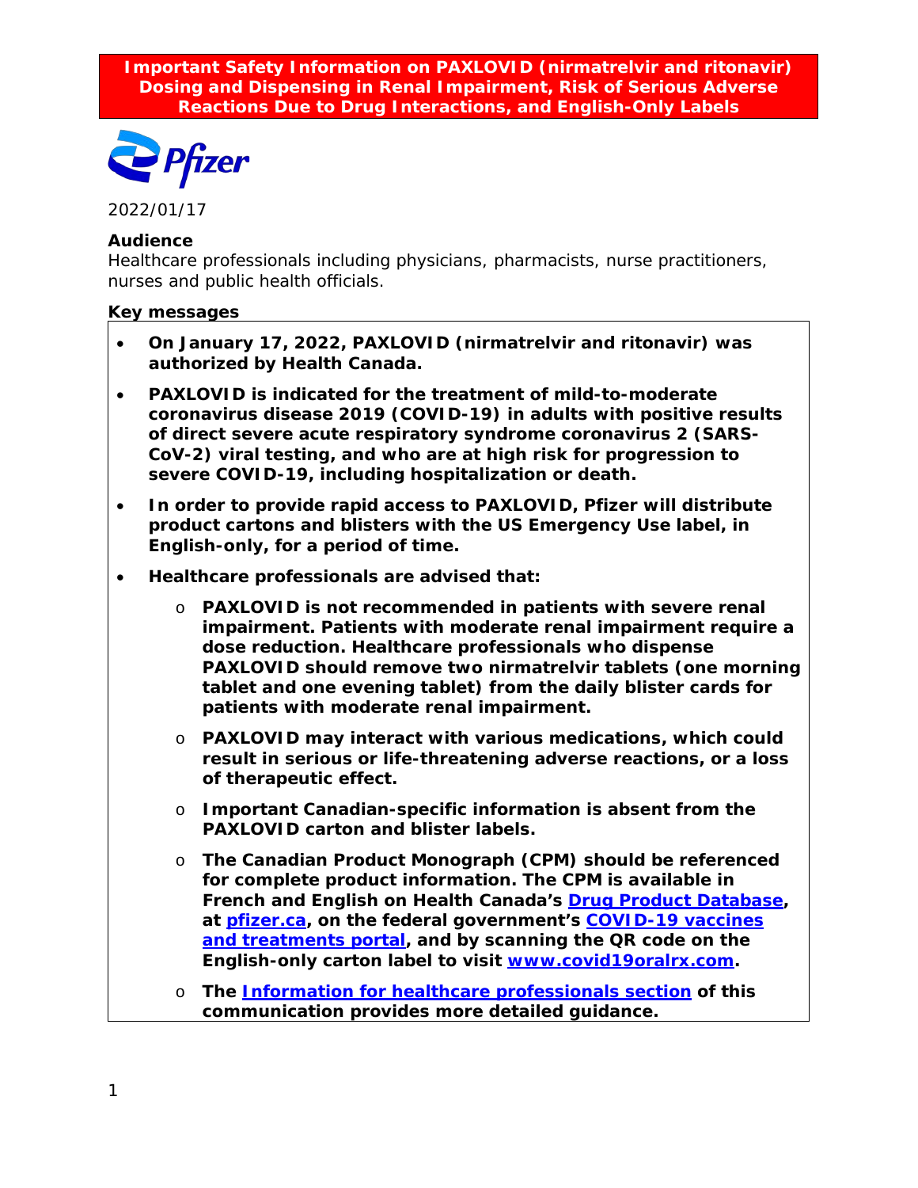**Important Safety Information on PAXLOVID (nirmatrelvir and ritonavir) Dosing and Dispensing in Renal Impairment, Risk of Serious Adverse Reactions Due to Drug Interactions, and English-Only Labels**

2022/01/17

**Audience**

Healthcare professionals including physicians, pharmacists, nurse practitioners, nurses and public health officials.

**Key messages**

- **On January 17, 2022, PAXLOVID (nirmatrelvir and ritonavir) was authorized by Health Canada.**
- **PAXLOVID is indicated for the treatment of mild-to-moderate coronavirus disease 2019 (COVID-19) in adults with positive results of direct severe acute respiratory syndrome coronavirus 2 (SARS-CoV-2) viral testing, and who are at high risk for progression to severe COVID-19, including hospitalization or death.**
- **In order to provide rapid access to PAXLOVID, Pfizer will distribute product cartons and blisters with the US Emergency Use label, in English-only, for a period of time.**
- **Healthcare professionals are advised that:**
  - **PAXLOVID is not recommended in patients with severe renal impairment. Patients with moderate renal impairment require a dose reduction. Healthcare professionals who dispense PAXLOVID should remove two nirmatrelvir tablets (one morning tablet and one evening tablet) from the daily blister cards for patients with moderate renal impairment.**
  - **PAXLOVID may interact with various medications, which could result in serious or life-threatening adverse reactions, or a loss of therapeutic effect.**
  - **Important Canadian-specific information is absent from the PAXLOVID carton and blister labels.**
  - **The Canadian Product Monograph (CPM) should be referenced for complete product information. The CPM is available in French and English on Health Canada's Drug Product Database, at pfizer.ca, on the federal government's COVID-19 vaccines and treatments portal, and by scanning the QR code on the English-only carton label to visit www.covid19oralrx.com.**
  - **The Information for healthcare professionals section of this communication provides more detailed guidance.**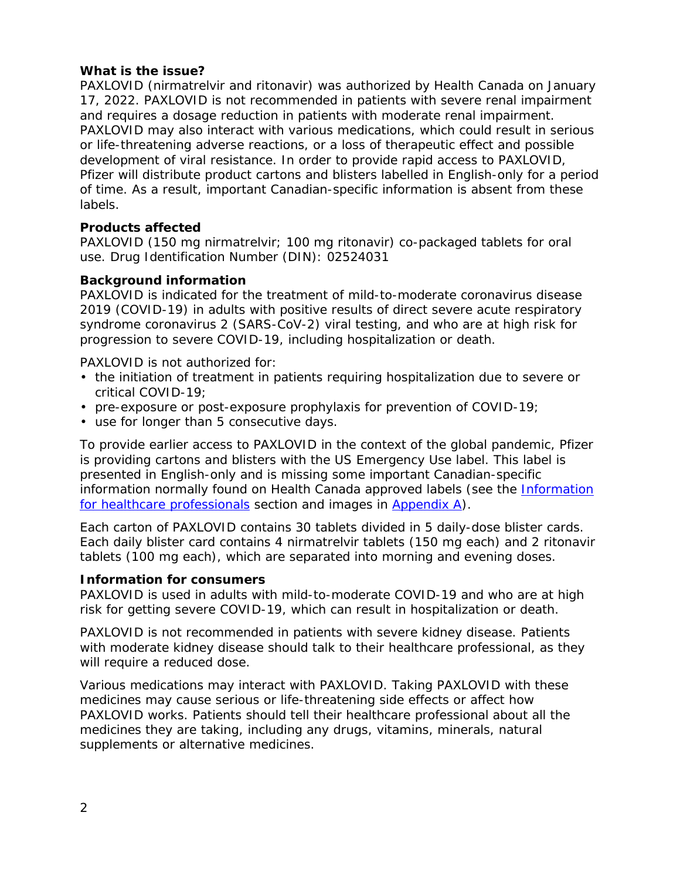**What is the issue?**

PAXLOVID (nirmatrelvir and ritonavir) was authorized by Health Canada on January 17, 2022. PAXLOVID is not recommended in patients with severe renal impairment and requires a dosage reduction in patients with moderate renal impairment. PAXLOVID may also interact with various medications, which could result in serious or life-threatening adverse reactions, or a loss of therapeutic effect and possible development of viral resistance. In order to provide rapid access to PAXLOVID, Pfizer will distribute product cartons and blisters labelled in English-only for a period of time. As a result, important Canadian-specific information is absent from these labels.

**Products affected**

PAXLOVID (150 mg nirmatrelvir; 100 mg ritonavir) co-packaged tablets for oral use. Drug Identification Number (DIN): 02524031

**Background information**

PAXLOVID is indicated for the treatment of mild-to-moderate coronavirus disease 2019 (COVID-19) in adults with positive results of direct severe acute respiratory syndrome coronavirus 2 (SARS-CoV-2) viral testing, and who are at high risk for progression to severe COVID-19, including hospitalization or death.

PAXLOVID is not authorized for:

- the initiation of treatment in patients requiring hospitalization due to severe or critical COVID-19;
- pre-exposure or post-exposure prophylaxis for prevention of COVID-19;
- use for longer than 5 consecutive days.

To provide earlier access to PAXLOVID in the context of the global pandemic, Pfizer is providing cartons and blisters with the US Emergency Use label. This label is presented in English-only and is missing some important Canadian-specific information normally found on Health Canada approved labels (see the Information for healthcare professionals section and images in Appendix A).

Each carton of PAXLOVID contains 30 tablets divided in 5 daily-dose blister cards. Each daily blister card contains 4 nirmatrelvir tablets (150 mg each) and 2 ritonavir tablets (100 mg each), which are separated into morning and evening doses.

**Information for consumers**

PAXLOVID is used in adults with mild-to-moderate COVID-19 and who are at high risk for getting severe COVID-19, which can result in hospitalization or death.

PAXLOVID is not recommended in patients with severe kidney disease. Patients with moderate kidney disease should talk to their healthcare professional, as they will require a reduced dose.

Various medications may interact with PAXLOVID. Taking PAXLOVID with these medicines may cause serious or life-threatening side effects or affect how PAXLOVID works. Patients should tell their healthcare professional about all the medicines they are taking, including any drugs, vitamins, minerals, natural supplements or alternative medicines.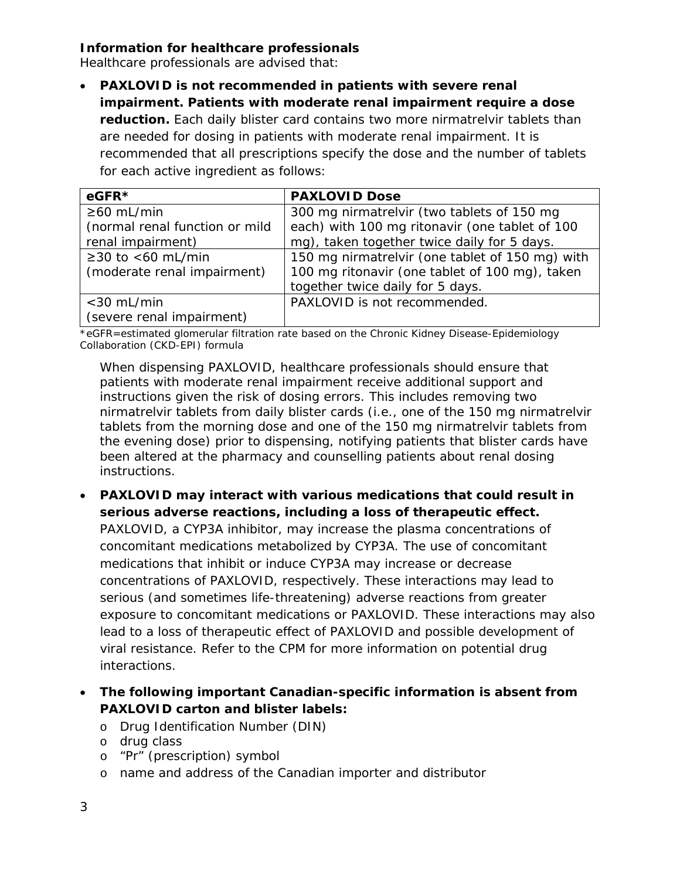**Information for healthcare professionals**

Healthcare professionals are advised that:

- **PAXLOVID is not recommended in patients with severe renal impairment. Patients with moderate renal impairment require a dose reduction.** Each daily blister card contains two more nirmatrelvir tablets than are needed for dosing in patients with moderate renal impairment. It is recommended that all prescriptions specify the dose and the number of tablets for each active ingredient as follows:

| eGFR* | PAXLOVID Dose |
|---|---|
| ≥60 mL/min (normal renal function or mild renal impairment) | 300 mg nirmatrelvir (two tablets of 150 mg each) with 100 mg ritonavir (one tablet of 100 mg), taken together twice daily for 5 days. |
| ≥30 to <60 mL/min (moderate renal impairment) | 150 mg nirmatrelvir (one tablet of 150 mg) with 100 mg ritonavir (one tablet of 100 mg), taken together twice daily for 5 days. |
| <30 mL/min (severe renal impairment) | PAXLOVID is not recommended. |

*eGFR=estimated glomerular filtration rate based on the Chronic Kidney Disease-Epidemiology Collaboration (CKD-EPI) formula

  When dispensing PAXLOVID, healthcare professionals should ensure that patients with moderate renal impairment receive additional support and instructions given the risk of dosing errors. This includes removing two nirmatrelvir tablets from daily blister cards (i.e., one of the 150 mg nirmatrelvir tablets from the morning dose and one of the 150 mg nirmatrelvir tablets from the evening dose) prior to dispensing, notifying patients that blister cards have been altered at the pharmacy and counselling patients about renal dosing instructions.

- **PAXLOVID may interact with various medications that could result in serious adverse reactions, including a loss of therapeutic effect.** PAXLOVID, a CYP3A inhibitor, may increase the plasma concentrations of concomitant medications metabolized by CYP3A. The use of concomitant medications that inhibit or induce CYP3A may increase or decrease concentrations of PAXLOVID, respectively. These interactions may lead to serious (and sometimes life-threatening) adverse reactions from greater exposure to concomitant medications or PAXLOVID. These interactions may also lead to a loss of therapeutic effect of PAXLOVID and possible development of viral resistance. Refer to the CPM for more information on potential drug interactions.

- **The following important Canadian-specific information is absent from PAXLOVID carton and blister labels:**
  - Drug Identification Number (DIN)
  - drug class
  - "Pr" (prescription) symbol
  - name and address of the Canadian importer and distributor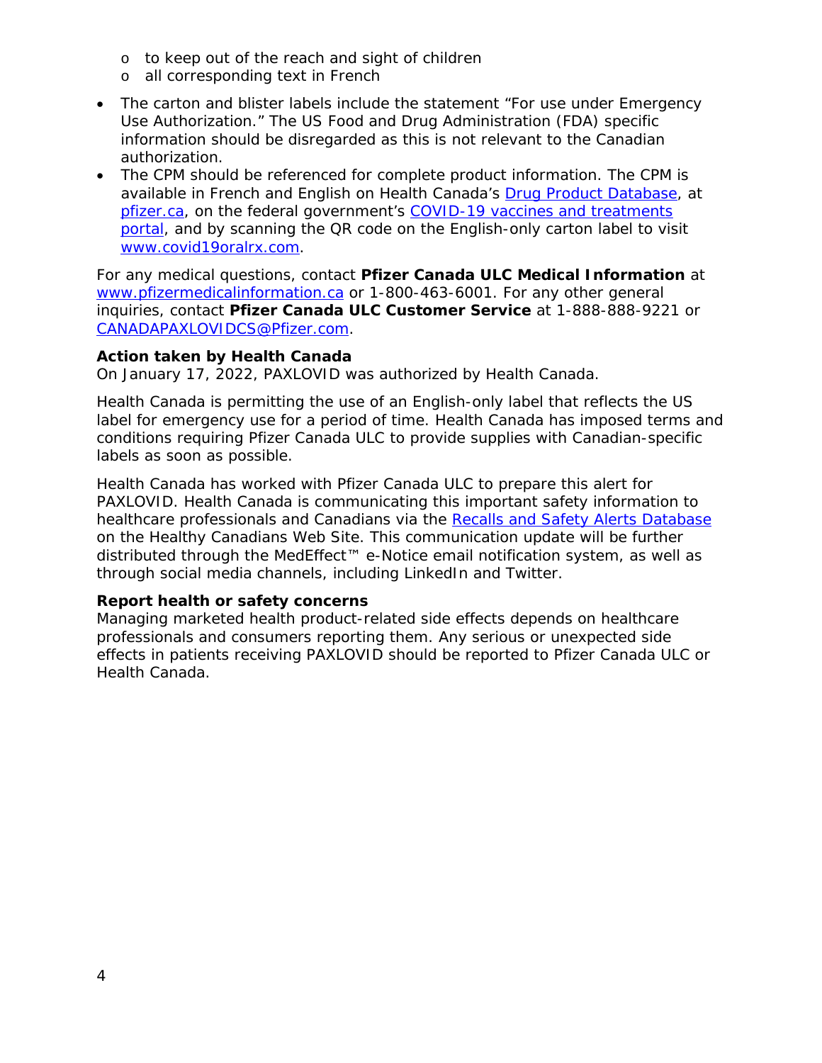- to keep out of the reach and sight of children
  - all corresponding text in French

- The carton and blister labels include the statement "For use under Emergency Use Authorization." The US Food and Drug Administration (FDA) specific information should be disregarded as this is not relevant to the Canadian authorization.
- The CPM should be referenced for complete product information. The CPM is available in French and English on Health Canada's Drug Product Database, at pfizer.ca, on the federal government's COVID-19 vaccines and treatments portal, and by scanning the QR code on the English-only carton label to visit www.covid19oralrx.com.

For any medical questions, contact **Pfizer Canada ULC Medical Information** at www.pfizermedicalinformation.ca or 1-800-463-6001. For any other general inquiries, contact **Pfizer Canada ULC Customer Service** at 1-888-888-9221 or CANADAPAXLOVIDCS@Pfizer.com.

**Action taken by Health Canada**
On January 17, 2022, PAXLOVID was authorized by Health Canada.

Health Canada is permitting the use of an English-only label that reflects the US label for emergency use for a period of time. Health Canada has imposed terms and conditions requiring Pfizer Canada ULC to provide supplies with Canadian-specific labels as soon as possible.

Health Canada has worked with Pfizer Canada ULC to prepare this alert for PAXLOVID. Health Canada is communicating this important safety information to healthcare professionals and Canadians via the Recalls and Safety Alerts Database on the Healthy Canadians Web Site. This communication update will be further distributed through the MedEffect™ e-Notice email notification system, as well as through social media channels, including LinkedIn and Twitter.

**Report health or safety concerns**
Managing marketed health product-related side effects depends on healthcare professionals and consumers reporting them. Any serious or unexpected side effects in patients receiving PAXLOVID should be reported to Pfizer Canada ULC or Health Canada.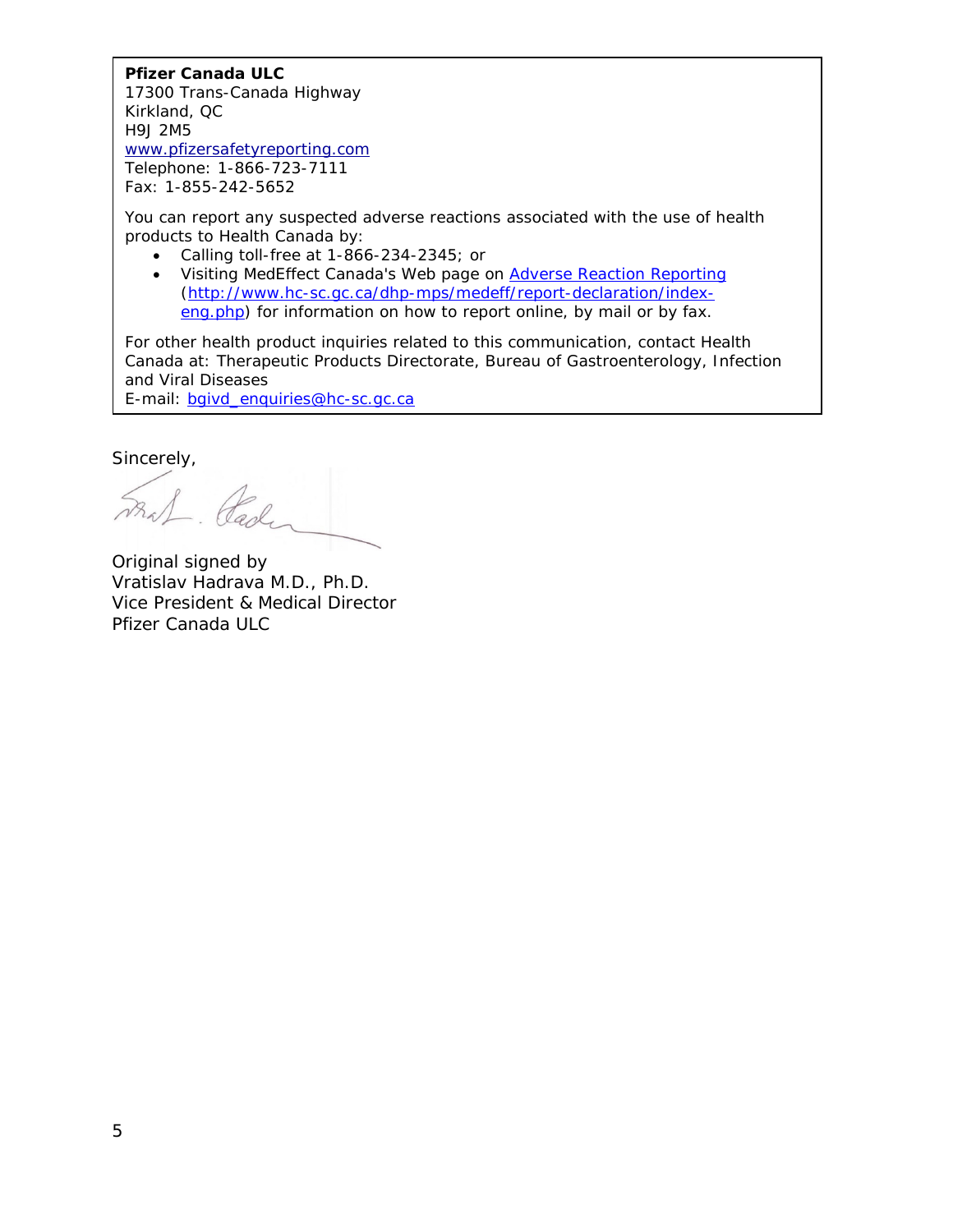**Pfizer Canada ULC**
17300 Trans-Canada Highway
Kirkland, QC
H9J 2M5
[www.pfizersafetyreporting.com](http://www.pfizersafetyreporting.com)
Telephone: 1-866-723-7111
Fax: 1-855-242-5652

You can report any suspected adverse reactions associated with the use of health products to Health Canada by:

- Calling toll-free at 1-866-234-2345; or
- Visiting MedEffect Canada's Web page on [Adverse Reaction Reporting](http://www.hc-sc.gc.ca/dhp-mps/medeff/report-declaration/index-eng.php) ([http://www.hc-sc.gc.ca/dhp-mps/medeff/report-declaration/index-eng.php](http://www.hc-sc.gc.ca/dhp-mps/medeff/report-declaration/index-eng.php)) for information on how to report online, by mail or by fax.

For other health product inquiries related to this communication, contact Health Canada at: Therapeutic Products Directorate, Bureau of Gastroenterology, Infection and Viral Diseases
E-mail: [bgivd_enquiries@hc-sc.gc.ca](mailto:bgivd_enquiries@hc-sc.gc.ca)

Sincerely,

Original signed by
Vratislav Hadrava M.D., Ph.D.
Vice President & Medical Director
Pfizer Canada ULC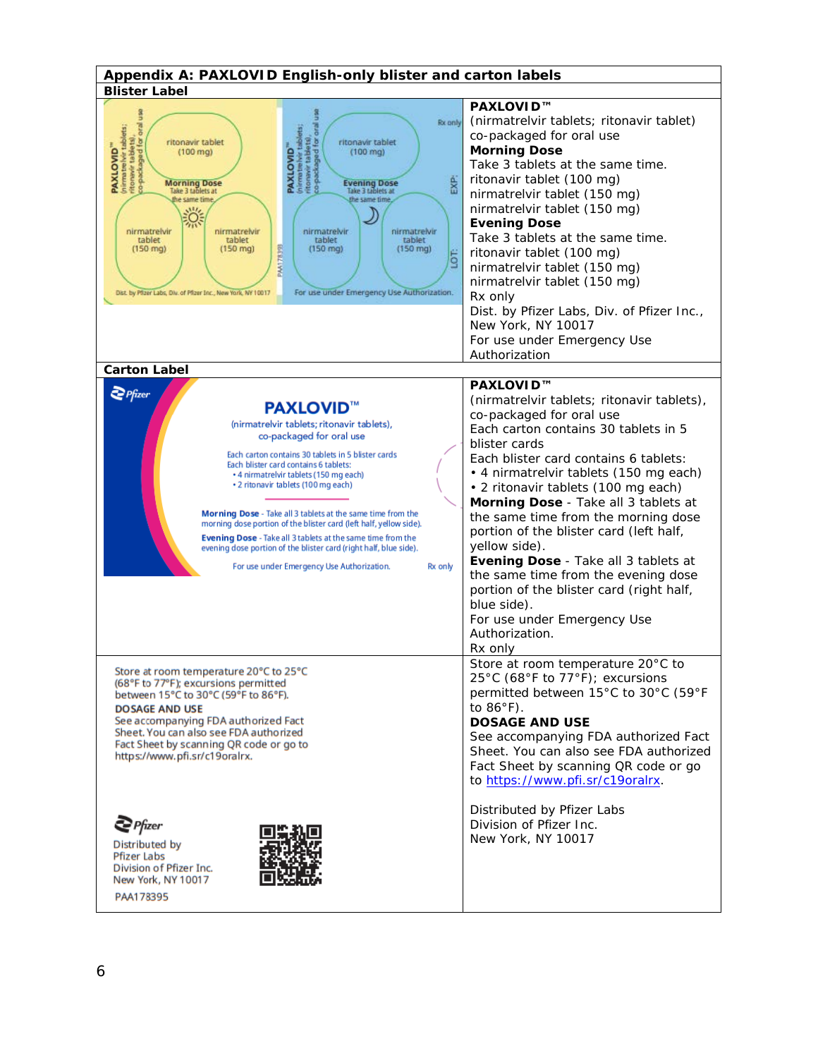## Appendix A: PAXLOVID English-only blister and carton labels

### Blister Label

| | |
|---|---|
| PAXLOVID™ (nirmatrelvir tablets; ritonavir tablet) co-packaged for oral use ritonavir tablet (100 mg) Morning Dose Take 3 tablets at the same time. nirmatrelvir tablet (150 mg) nirmatrelvir tablet (150 mg) Dist. by Pfizer Labs, Div. of Pfizer Inc., New York, NY 10017 PAA178393 Rx only PAXLOVID™ (nirmatrelvir tablets; ritonavir tablet) co-packaged for oral use ritonavir tablet (100 mg) Evening Dose Take 3 tablets at the same time. nirmatrelvir tablet (150 mg) nirmatrelvir tablet (150 mg) EXP: LOT: For use under Emergency Use Authorization. | **PAXLOVID™**<br>(nirmatrelvir tablets; ritonavir tablet) co-packaged for oral use<br>**Morning Dose**<br>Take 3 tablets at the same time.<br>ritonavir tablet (100 mg)<br>nirmatrelvir tablet (150 mg)<br>nirmatrelvir tablet (150 mg)<br>**Evening Dose**<br>Take 3 tablets at the same time.<br>ritonavir tablet (100 mg)<br>nirmatrelvir tablet (150 mg)<br>nirmatrelvir tablet (150 mg)<br>Rx only<br>Dist. by Pfizer Labs, Div. of Pfizer Inc., New York, NY 10017<br>For use under Emergency Use Authorization |

### Carton Label

| | |
|---|---|
| Pfizer PAXLOVID™ (nirmatrelvir tablets; ritonavir tablets), co-packaged for oral use Each carton contains 30 tablets in 5 blister cards Each blister card contains 6 tablets: • 4 nirmatrelvir tablets (150 mg each) • 2 ritonavir tablets (100 mg each) Morning Dose - Take all 3 tablets at the same time from the morning dose portion of the blister card (left half, yellow side). Evening Dose - Take all 3 tablets at the same time from the evening dose portion of the blister card (right half, blue side). For use under Emergency Use Authorization. Rx only | **PAXLOVID™**<br>(nirmatrelvir tablets; ritonavir tablets), co-packaged for oral use<br>Each carton contains 30 tablets in 5 blister cards<br>Each blister card contains 6 tablets:<br>• 4 nirmatrelvir tablets (150 mg each)<br>• 2 ritonavir tablets (100 mg each)<br>**Morning Dose** - Take all 3 tablets at the same time from the morning dose portion of the blister card (left half, yellow side).<br>**Evening Dose** - Take all 3 tablets at the same time from the evening dose portion of the blister card (right half, blue side).<br>For use under Emergency Use Authorization.<br>Rx only |
| Store at room temperature 20°C to 25°C (68°F to 77°F); excursions permitted between 15°C to 30°C (59°F to 86°F). DOSAGE AND USE See accompanying FDA authorized Fact Sheet. You can also see FDA authorized Fact Sheet by scanning QR code or go to https://www.pfi.sr/c19oralrx. Pfizer Distributed by Pfizer Labs Division of Pfizer Inc. New York, NY 10017 PAA178395 | Store at room temperature 20°C to 25°C (68°F to 77°F); excursions permitted between 15°C to 30°C (59°F to 86°F).<br>**DOSAGE AND USE**<br>See accompanying FDA authorized Fact Sheet. You can also see FDA authorized Fact Sheet by scanning QR code or go to https://www.pfi.sr/c19oralrx.<br><br>Distributed by Pfizer Labs<br>Division of Pfizer Inc.<br>New York, NY 10017 |